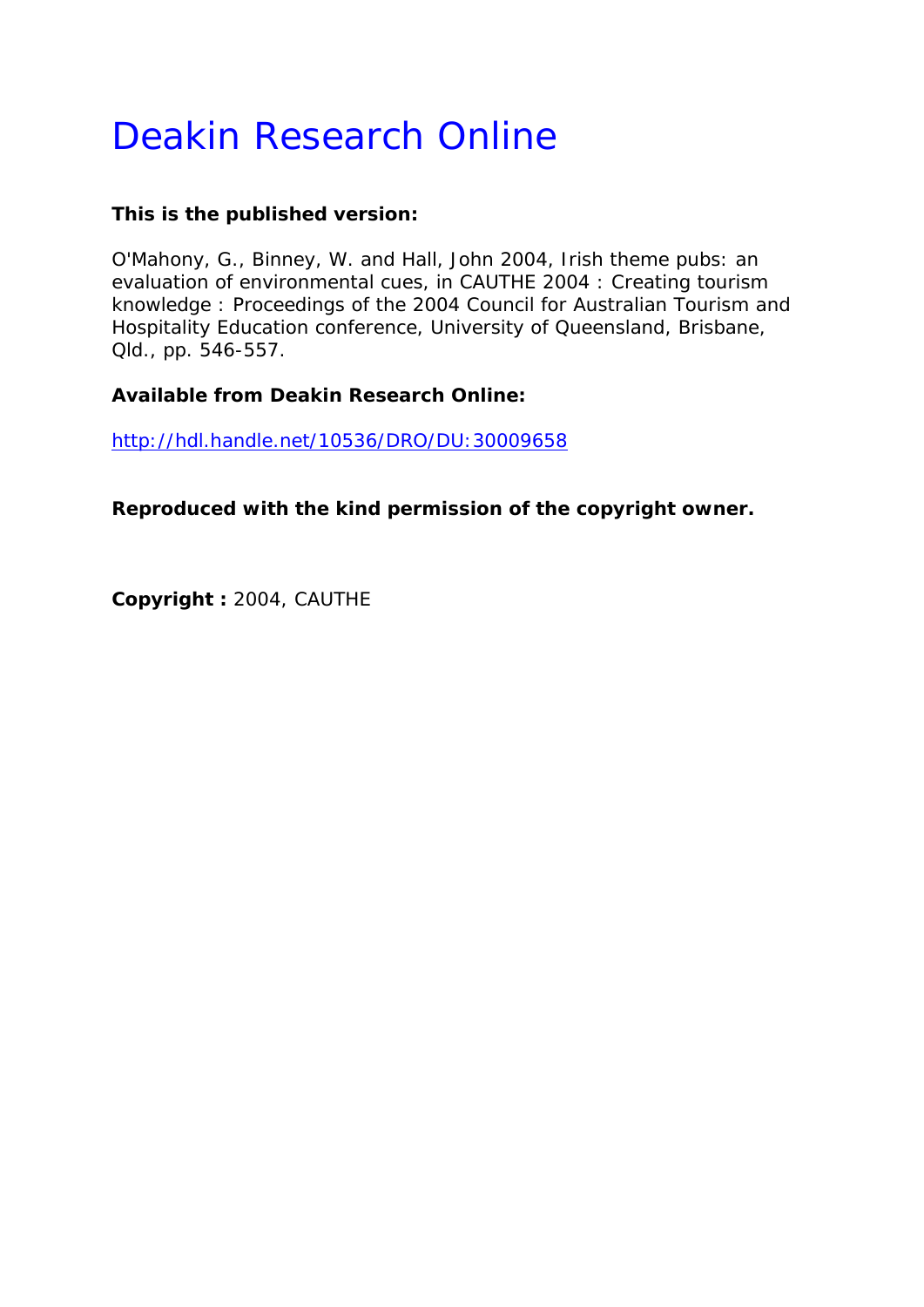# Deakin Research Online

**This is the published version:**

O'Mahony, G., Binney, W. and Hall, John 2004, Irish theme pubs: an evaluation of environmental cues, in CAUTHE 2004 : Creating tourism knowledge : Proceedings of the 2004 Council for Australian Tourism and Hospitality Education conference, University of Queensland, Brisbane, Qld., pp. 546-557.

**Available from Deakin Research Online:**

http://hdl.handle.net/10536/DRO/DU:30009658

**Reproduced with the kind permission of the copyright owner.**

**Copyright :** 2004, CAUTHE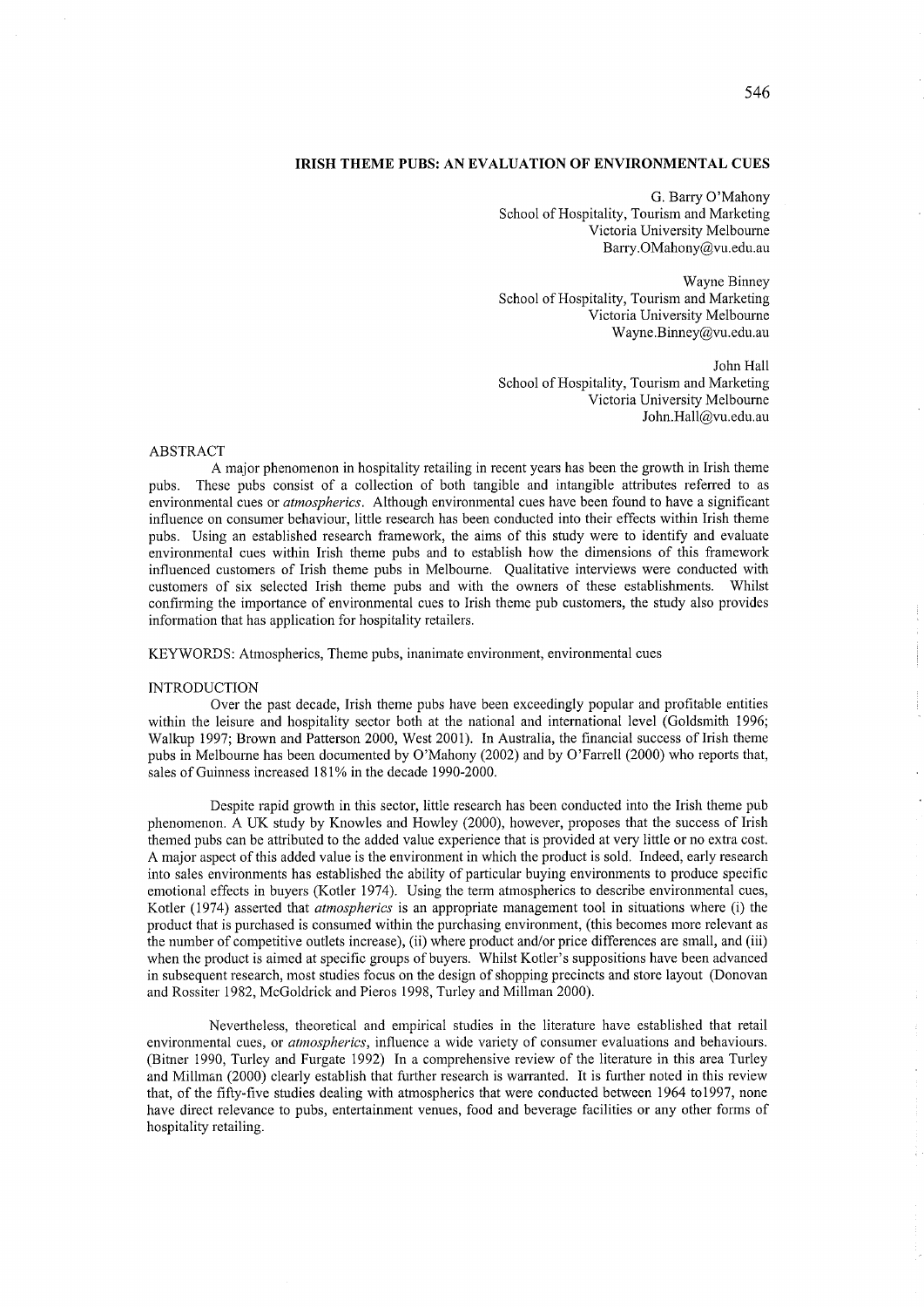## IRISH THEME PUBS: AN EVALUATION OF ENVIRONMENTAL CUES

G. Barry O'Mahony
School of Hospitality, Tourism and Marketing
Victoria University Melbourne
Barry.OMahony@vu.edu.au

Wayne Binney
School of Hospitality, Tourism and Marketing
Victoria University Melbourne
Wayne.Binney@vu.edu.au

John Hall
School of Hospitality, Tourism and Marketing
Victoria University Melbourne
John.Hall@vu.edu.au

### ABSTRACT

A major phenomenon in hospitality retailing in recent years has been the growth in Irish theme pubs. These pubs consist of a collection of both tangible and intangible attributes referred to as environmental cues or *atmospherics*. Although environmental cues have been found to have a significant influence on consumer behaviour, little research has been conducted into their effects within Irish theme pubs. Using an established research framework, the aims of this study were to identify and evaluate environmental cues within Irish theme pubs and to establish how the dimensions of this framework influenced customers of Irish theme pubs in Melbourne. Qualitative interviews were conducted with customers of six selected Irish theme pubs and with the owners of these establishments. Whilst confirming the importance of environmental cues to Irish theme pub customers, the study also provides information that has application for hospitality retailers.

KEYWORDS: Atmospherics, Theme pubs, inanimate environment, environmental cues

### INTRODUCTION

Over the past decade, Irish theme pubs have been exceedingly popular and profitable entities within the leisure and hospitality sector both at the national and international level (Goldsmith 1996; Walkup 1997; Brown and Patterson 2000, West 2001). In Australia, the financial success of Irish theme pubs in Melbourne has been documented by O'Mahony (2002) and by O'Farrell (2000) who reports that, sales of Guinness increased 181% in the decade 1990-2000.

Despite rapid growth in this sector, little research has been conducted into the Irish theme pub phenomenon. A UK study by Knowles and Howley (2000), however, proposes that the success of Irish themed pubs can be attributed to the added value experience that is provided at very little or no extra cost. A major aspect of this added value is the environment in which the product is sold. Indeed, early research into sales environments has established the ability of particular buying environments to produce specific emotional effects in buyers (Kotler 1974). Using the term atmospherics to describe environmental cues, Kotler (1974) asserted that *atmospherics* is an appropriate management tool in situations where (i) the product that is purchased is consumed within the purchasing environment, (this becomes more relevant as the number of competitive outlets increase), (ii) where product and/or price differences are small, and (iii) when the product is aimed at specific groups of buyers. Whilst Kotler's suppositions have been advanced in subsequent research, most studies focus on the design of shopping precincts and store layout (Donovan and Rossiter 1982, McGoldrick and Pieros 1998, Turley and Millman 2000).

Nevertheless, theoretical and empirical studies in the literature have established that retail environmental cues, or *atmospherics*, influence a wide variety of consumer evaluations and behaviours. (Bitner 1990, Turley and Furgate 1992) In a comprehensive review of the literature in this area Turley and Millman (2000) clearly establish that further research is warranted. It is further noted in this review that, of the fifty-five studies dealing with atmospherics that were conducted between 1964 to1997, none have direct relevance to pubs, entertainment venues, food and beverage facilities or any other forms of hospitality retailing.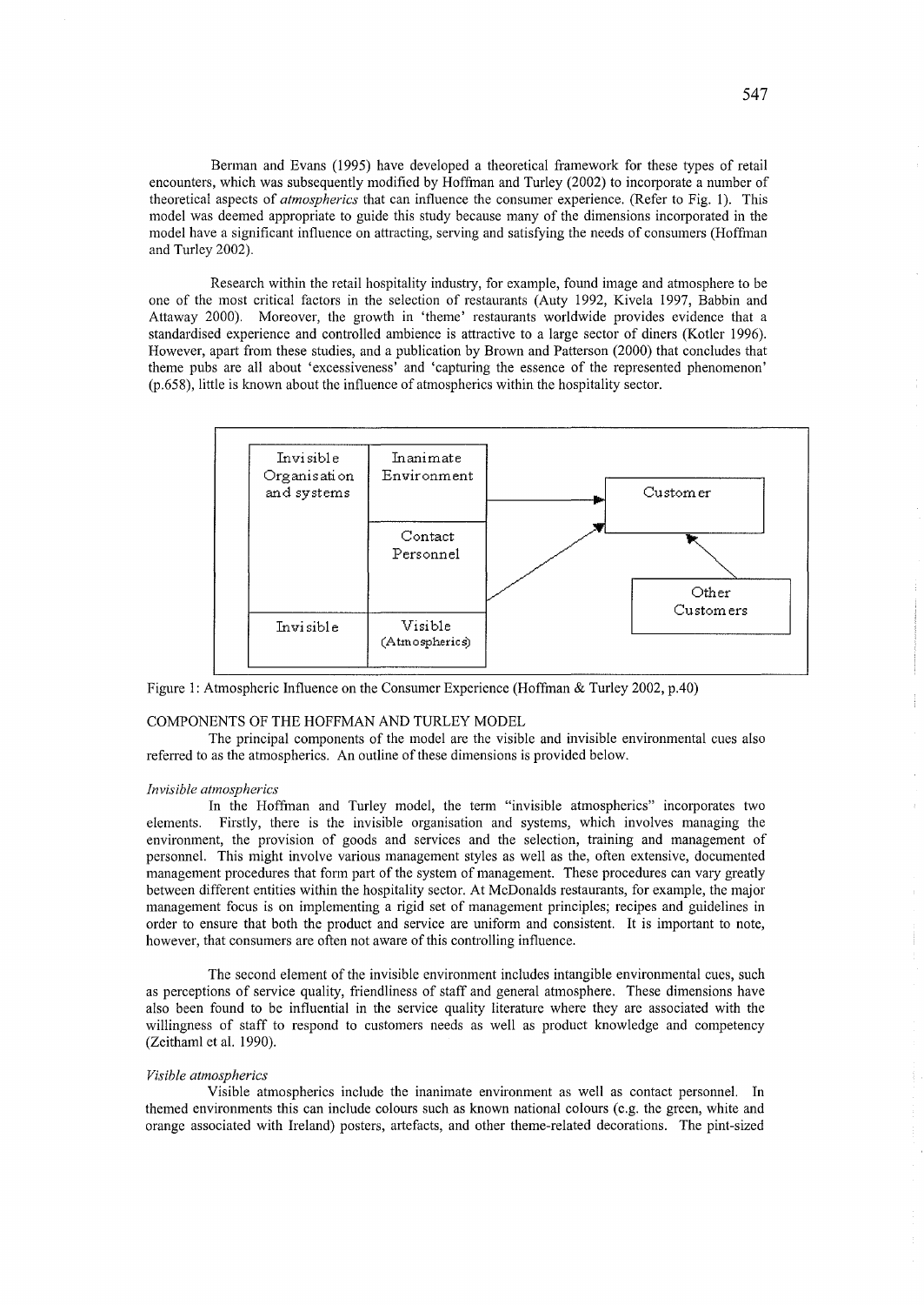Berman and Evans (1995) have developed a theoretical framework for these types of retail encounters, which was subsequently modified by Hoffman and Turley (2002) to incorporate a number of theoretical aspects of *atmospherics* that can influence the consumer experience. (Refer to Fig. 1). This model was deemed appropriate to guide this study because many of the dimensions incorporated in the model have a significant influence on attracting, serving and satisfying the needs of consumers (Hoffman and Turley 2002).

Research within the retail hospitality industry, for example, found image and atmosphere to be one of the most critical factors in the selection of restaurants (Auty 1992, Kivela 1997, Babbin and Attaway 2000). Moreover, the growth in 'theme' restaurants worldwide provides evidence that a standardised experience and controlled ambience is attractive to a large sector of diners (Kotler 1996). However, apart from these studies, and a publication by Brown and Patterson (2000) that concludes that theme pubs are all about 'excessiveness' and 'capturing the essence of the represented phenomenon' (p.658), little is known about the influence of atmospherics within the hospitality sector.

| Invisible Organisation and systems | Inanimate Environment |
|---|---|
| | Contact Personnel |
| Invisible | Visible (Atmospherics) |

Customer

Other Customers

Figure 1: Atmospheric Influence on the Consumer Experience (Hoffman & Turley 2002, p.40)

## COMPONENTS OF THE HOFFMAN AND TURLEY MODEL

The principal components of the model are the visible and invisible environmental cues also referred to as the atmospherics. An outline of these dimensions is provided below.

### *Invisible atmospherics*

In the Hoffman and Turley model, the term "invisible atmospherics" incorporates two elements. Firstly, there is the invisible organisation and systems, which involves managing the environment, the provision of goods and services and the selection, training and management of personnel. This might involve various management styles as well as the, often extensive, documented management procedures that form part of the system of management. These procedures can vary greatly between different entities within the hospitality sector. At McDonalds restaurants, for example, the major management focus is on implementing a rigid set of management principles; recipes and guidelines in order to ensure that both the product and service are uniform and consistent. It is important to note, however, that consumers are often not aware of this controlling influence.

The second element of the invisible environment includes intangible environmental cues, such as perceptions of service quality, friendliness of staff and general atmosphere. These dimensions have also been found to be influential in the service quality literature where they are associated with the willingness of staff to respond to customers needs as well as product knowledge and competency (Zeithaml et al. 1990).

### *Visible atmospherics*

Visible atmospherics include the inanimate environment as well as contact personnel. In themed environments this can include colours such as known national colours (e.g. the green, white and orange associated with Ireland) posters, artefacts, and other theme-related decorations. The pint-sized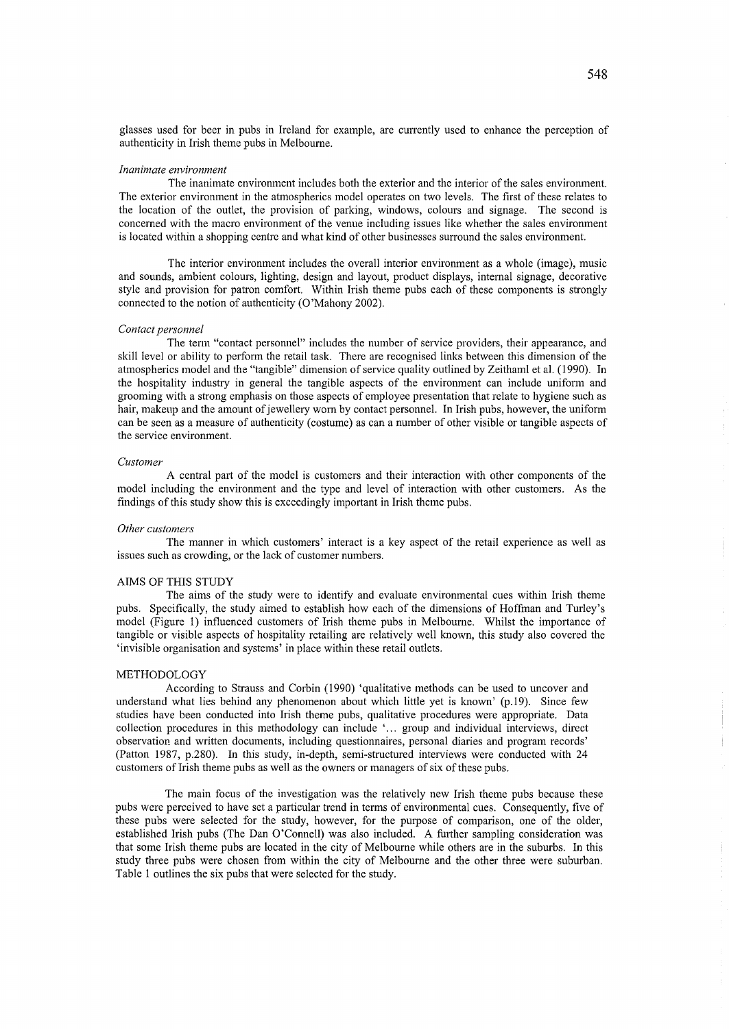glasses used for beer in pubs in Ireland for example, are currently used to enhance the perception of authenticity in Irish theme pubs in Melbourne.

### *Inanimate environment*

The inanimate environment includes both the exterior and the interior of the sales environment. The exterior environment in the atmospherics model operates on two levels. The first of these relates to the location of the outlet, the provision of parking, windows, colours and signage. The second is concerned with the macro environment of the venue including issues like whether the sales environment is located within a shopping centre and what kind of other businesses surround the sales environment.

The interior environment includes the overall interior environment as a whole (image), music and sounds, ambient colours, lighting, design and layout, product displays, internal signage, decorative style and provision for patron comfort. Within Irish theme pubs each of these components is strongly connected to the notion of authenticity (O'Mahony 2002).

### *Contact personnel*

The term "contact personnel" includes the number of service providers, their appearance, and skill level or ability to perform the retail task. There are recognised links between this dimension of the atmospherics model and the "tangible" dimension of service quality outlined by Zeithaml et al. (1990). In the hospitality industry in general the tangible aspects of the environment can include uniform and grooming with a strong emphasis on those aspects of employee presentation that relate to hygiene such as hair, makeup and the amount of jewellery worn by contact personnel. In Irish pubs, however, the uniform can be seen as a measure of authenticity (costume) as can a number of other visible or tangible aspects of the service environment.

### *Customer*

A central part of the model is customers and their interaction with other components of the model including the environment and the type and level of interaction with other customers. As the findings of this study show this is exceedingly important in Irish theme pubs.

### *Other customers*

The manner in which customers' interact is a key aspect of the retail experience as well as issues such as crowding, or the lack of customer numbers.

## AIMS OF THIS STUDY

The aims of the study were to identify and evaluate environmental cues within Irish theme pubs. Specifically, the study aimed to establish how each of the dimensions of Hoffman and Turley's model (Figure 1) influenced customers of Irish theme pubs in Melbourne. Whilst the importance of tangible or visible aspects of hospitality retailing are relatively well known, this study also covered the 'invisible organisation and systems' in place within these retail outlets.

## METHODOLOGY

According to Strauss and Corbin (1990) 'qualitative methods can be used to uncover and understand what lies behind any phenomenon about which little yet is known' (p.19). Since few studies have been conducted into Irish theme pubs, qualitative procedures were appropriate. Data collection procedures in this methodology can include '... group and individual interviews, direct observation and written documents, including questionnaires, personal diaries and program records' (Patton 1987, p.280). In this study, in-depth, semi-structured interviews were conducted with 24 customers of Irish theme pubs as well as the owners or managers of six of these pubs.

The main focus of the investigation was the relatively new Irish theme pubs because these pubs were perceived to have set a particular trend in terms of environmental cues. Consequently, five of these pubs were selected for the study, however, for the purpose of comparison, one of the older, established Irish pubs (The Dan O'Connell) was also included. A further sampling consideration was that some Irish theme pubs are located in the city of Melbourne while others are in the suburbs. In this study three pubs were chosen from within the city of Melbourne and the other three were suburban. Table 1 outlines the six pubs that were selected for the study.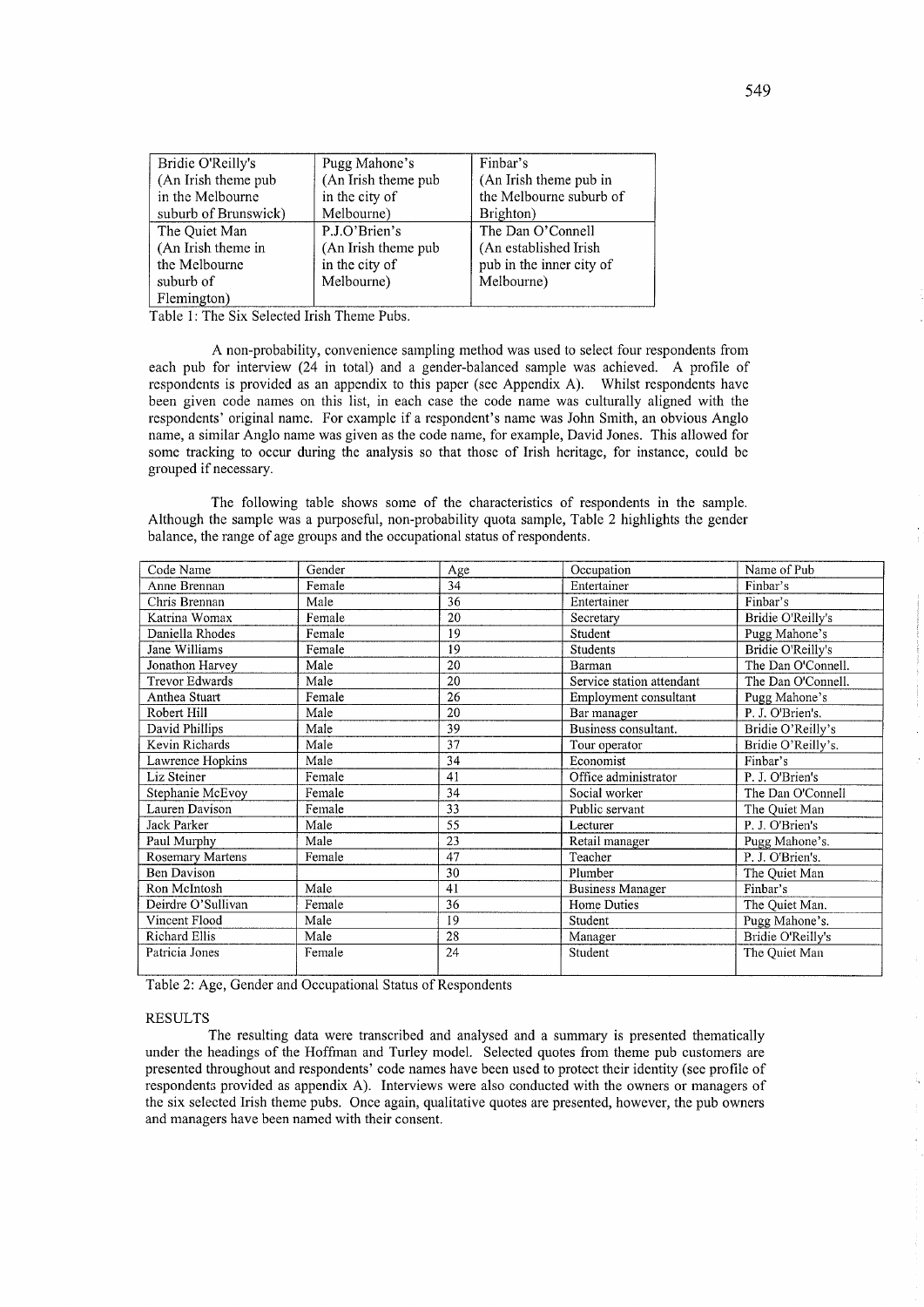| Bridie O'Reilly's (An Irish theme pub in the Melbourne suburb of Brunswick) | Pugg Mahone's (An Irish theme pub in the city of Melbourne) | Finbar's (An Irish theme pub in the Melbourne suburb of Brighton) |
|---|---|---|
| The Quiet Man (An Irish theme in the Melbourne suburb of Flemington) | P.J.O'Brien's (An Irish theme pub in the city of Melbourne) | The Dan O'Connell (An established Irish pub in the inner city of Melbourne) |

Table 1: The Six Selected Irish Theme Pubs.

A non-probability, convenience sampling method was used to select four respondents from each pub for interview (24 in total) and a gender-balanced sample was achieved. A profile of respondents is provided as an appendix to this paper (see Appendix A). Whilst respondents have been given code names on this list, in each case the code name was culturally aligned with the respondents' original name. For example if a respondent's name was John Smith, an obvious Anglo name, a similar Anglo name was given as the code name, for example, David Jones. This allowed for some tracking to occur during the analysis so that those of Irish heritage, for instance, could be grouped if necessary.

The following table shows some of the characteristics of respondents in the sample. Although the sample was a purposeful, non-probability quota sample, Table 2 highlights the gender balance, the range of age groups and the occupational status of respondents.

| Code Name | Gender | Age | Occupation | Name of Pub |
|---|---|---|---|---|
| Anne Brennan | Female | 34 | Entertainer | Finbar's |
| Chris Brennan | Male | 36 | Entertainer | Finbar's |
| Katrina Womax | Female | 20 | Secretary | Bridie O'Reilly's |
| Daniella Rhodes | Female | 19 | Student | Pugg Mahone's |
| Jane Williams | Female | 19 | Students | Bridie O'Reilly's |
| Jonathon Harvey | Male | 20 | Barman | The Dan O'Connell. |
| Trevor Edwards | Male | 20 | Service station attendant | The Dan O'Connell. |
| Anthea Stuart | Female | 26 | Employment consultant | Pugg Mahone's |
| Robert Hill | Male | 20 | Bar manager | P. J. O'Brien's. |
| David Phillips | Male | 39 | Business consultant. | Bridie O'Reilly's |
| Kevin Richards | Male | 37 | Tour operator | Bridie O'Reilly's. |
| Lawrence Hopkins | Male | 34 | Economist | Finbar's |
| Liz Steiner | Female | 41 | Office administrator | P. J. O'Brien's |
| Stephanie McEvoy | Female | 34 | Social worker | The Dan O'Connell |
| Lauren Davison | Female | 33 | Public servant | The Quiet Man |
| Jack Parker | Male | 55 | Lecturer | P. J. O'Brien's |
| Paul Murphy | Male | 23 | Retail manager | Pugg Mahone's. |
| Rosemary Martens | Female | 47 | Teacher | P. J. O'Brien's. |
| Ben Davison | | 30 | Plumber | The Quiet Man |
| Ron McIntosh | Male | 41 | Business Manager | Finbar's |
| Deirdre O'Sullivan | Female | 36 | Home Duties | The Quiet Man. |
| Vincent Flood | Male | 19 | Student | Pugg Mahone's. |
| Richard Ellis | Male | 28 | Manager | Bridie O'Reilly's |
| Patricia Jones | Female | 24 | Student | The Quiet Man |

Table 2: Age, Gender and Occupational Status of Respondents

## RESULTS

The resulting data were transcribed and analysed and a summary is presented thematically under the headings of the Hoffman and Turley model. Selected quotes from theme pub customers are presented throughout and respondents' code names have been used to protect their identity (see profile of respondents provided as appendix A). Interviews were also conducted with the owners or managers of the six selected Irish theme pubs. Once again, qualitative quotes are presented, however, the pub owners and managers have been named with their consent.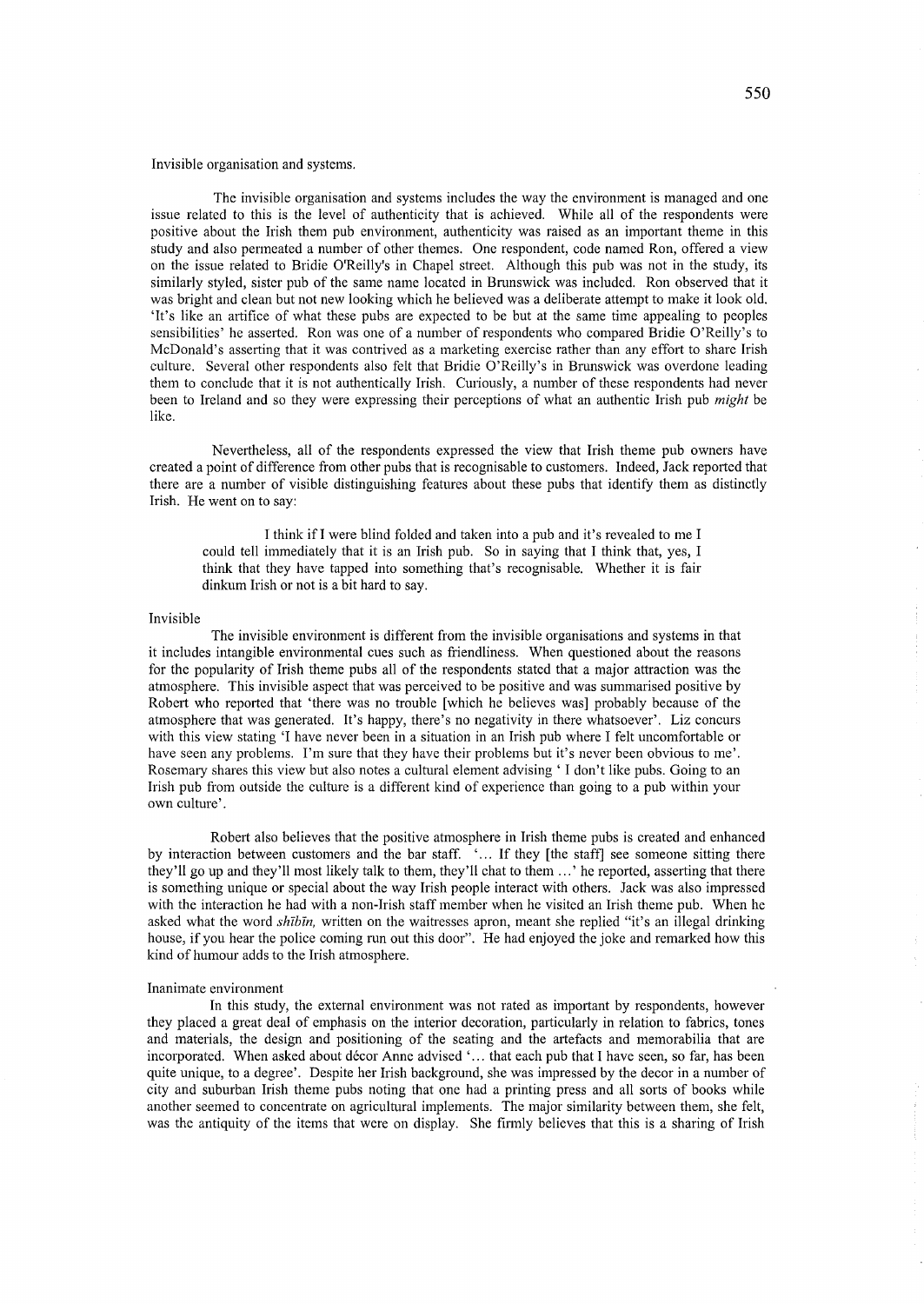Invisible organisation and systems.

The invisible organisation and systems includes the way the environment is managed and one issue related to this is the level of authenticity that is achieved. While all of the respondents were positive about the Irish them pub environment, authenticity was raised as an important theme in this study and also permeated a number of other themes. One respondent, code named Ron, offered a view on the issue related to Bridie O'Reilly's in Chapel street. Although this pub was not in the study, its similarly styled, sister pub of the same name located in Brunswick was included. Ron observed that it was bright and clean but not new looking which he believed was a deliberate attempt to make it look old. 'It's like an artifice of what these pubs are expected to be but at the same time appealing to peoples sensibilities' he asserted. Ron was one of a number of respondents who compared Bridie O'Reilly's to McDonald's asserting that it was contrived as a marketing exercise rather than any effort to share Irish culture. Several other respondents also felt that Bridie O'Reilly's in Brunswick was overdone leading them to conclude that it is not authentically Irish. Curiously, a number of these respondents had never been to Ireland and so they were expressing their perceptions of what an authentic Irish pub *might* be like.

Nevertheless, all of the respondents expressed the view that Irish theme pub owners have created a point of difference from other pubs that is recognisable to customers. Indeed, Jack reported that there are a number of visible distinguishing features about these pubs that identify them as distinctly Irish. He went on to say:

> I think if I were blind folded and taken into a pub and it's revealed to me I could tell immediately that it is an Irish pub. So in saying that I think that, yes, I think that they have tapped into something that's recognisable. Whether it is fair dinkum Irish or not is a bit hard to say.

Invisible

The invisible environment is different from the invisible organisations and systems in that it includes intangible environmental cues such as friendliness. When questioned about the reasons for the popularity of Irish theme pubs all of the respondents stated that a major attraction was the atmosphere. This invisible aspect that was perceived to be positive and was summarised positive by Robert who reported that 'there was no trouble [which he believes was] probably because of the atmosphere that was generated. It's happy, there's no negativity in there whatsoever'. Liz concurs with this view stating 'I have never been in a situation in an Irish pub where I felt uncomfortable or have seen any problems. I'm sure that they have their problems but it's never been obvious to me'. Rosemary shares this view but also notes a cultural element advising ' I don't like pubs. Going to an Irish pub from outside the culture is a different kind of experience than going to a pub within your own culture'.

Robert also believes that the positive atmosphere in Irish theme pubs is created and enhanced by interaction between customers and the bar staff. '… If they [the staff] see someone sitting there they'll go up and they'll most likely talk to them, they'll chat to them …' he reported, asserting that there is something unique or special about the way Irish people interact with others. Jack was also impressed with the interaction he had with a non-Irish staff member when he visited an Irish theme pub. When he asked what the word *shībīn,* written on the waitresses apron, meant she replied "it's an illegal drinking house, if you hear the police coming run out this door". He had enjoyed the joke and remarked how this kind of humour adds to the Irish atmosphere.

Inanimate environment

In this study, the external environment was not rated as important by respondents, however they placed a great deal of emphasis on the interior decoration, particularly in relation to fabrics, tones and materials, the design and positioning of the seating and the artefacts and memorabilia that are incorporated. When asked about décor Anne advised '… that each pub that I have seen, so far, has been quite unique, to a degree'. Despite her Irish background, she was impressed by the decor in a number of city and suburban Irish theme pubs noting that one had a printing press and all sorts of books while another seemed to concentrate on agricultural implements. The major similarity between them, she felt, was the antiquity of the items that were on display. She firmly believes that this is a sharing of Irish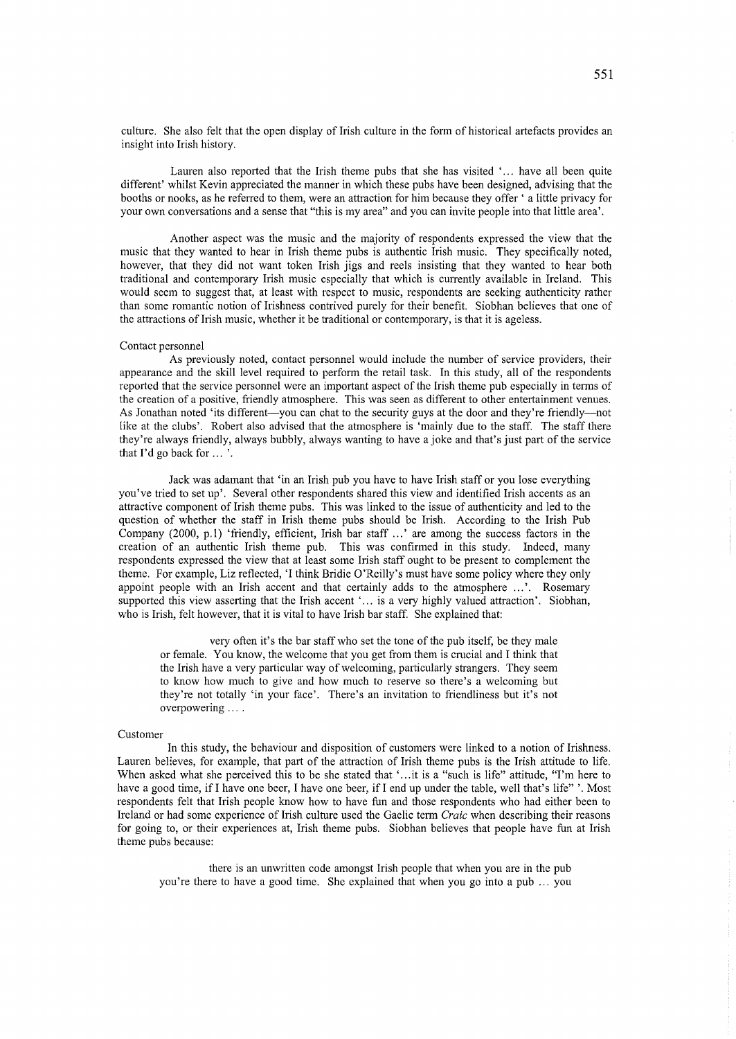culture. She also felt that the open display of Irish culture in the form of historical artefacts provides an insight into Irish history.

Lauren also reported that the Irish theme pubs that she has visited '... have all been quite different' whilst Kevin appreciated the manner in which these pubs have been designed, advising that the booths or nooks, as he referred to them, were an attraction for him because they offer ' a little privacy for your own conversations and a sense that "this is my area" and you can invite people into that little area'.

Another aspect was the music and the majority of respondents expressed the view that the music that they wanted to hear in Irish theme pubs is authentic Irish music. They specifically noted, however, that they did not want token Irish jigs and reels insisting that they wanted to hear both traditional and contemporary Irish music especially that which is currently available in Ireland. This would seem to suggest that, at least with respect to music, respondents are seeking authenticity rather than some romantic notion of Irishness contrived purely for their benefit. Siobhan believes that one of the attractions of Irish music, whether it be traditional or contemporary, is that it is ageless.

### Contact personnel

As previously noted, contact personnel would include the number of service providers, their appearance and the skill level required to perform the retail task. In this study, all of the respondents reported that the service personnel were an important aspect of the Irish theme pub especially in terms of the creation of a positive, friendly atmosphere. This was seen as different to other entertainment venues. As Jonathan noted 'its different—you can chat to the security guys at the door and they're friendly—not like at the clubs'. Robert also advised that the atmosphere is 'mainly due to the staff. The staff there they're always friendly, always bubbly, always wanting to have a joke and that's just part of the service that I'd go back for ... '.

Jack was adamant that 'in an Irish pub you have to have Irish staff or you lose everything you've tried to set up'. Several other respondents shared this view and identified Irish accents as an attractive component of Irish theme pubs. This was linked to the issue of authenticity and led to the question of whether the staff in Irish theme pubs should be Irish. According to the Irish Pub Company (2000, p.1) 'friendly, efficient, Irish bar staff ...' are among the success factors in the creation of an authentic Irish theme pub. This was confirmed in this study. Indeed, many respondents expressed the view that at least some Irish staff ought to be present to complement the theme. For example, Liz reflected, 'I think Bridie O'Reilly's must have some policy where they only appoint people with an Irish accent and that certainly adds to the atmosphere ...'. Rosemary supported this view asserting that the Irish accent '... is a very highly valued attraction'. Siobhan, who is Irish, felt however, that it is vital to have Irish bar staff. She explained that:

> very often it's the bar staff who set the tone of the pub itself, be they male or female. You know, the welcome that you get from them is crucial and I think that the Irish have a very particular way of welcoming, particularly strangers. They seem to know how much to give and how much to reserve so there's a welcoming but they're not totally 'in your face'. There's an invitation to friendliness but it's not overpowering ... .

### Customer

In this study, the behaviour and disposition of customers were linked to a notion of Irishness. Lauren believes, for example, that part of the attraction of Irish theme pubs is the Irish attitude to life. When asked what she perceived this to be she stated that '...it is a "such is life" attitude, "I'm here to have a good time, if I have one beer, I have one beer, if I end up under the table, well that's life" '. Most respondents felt that Irish people know how to have fun and those respondents who had either been to Ireland or had some experience of Irish culture used the Gaelic term *Craic* when describing their reasons for going to, or their experiences at, Irish theme pubs. Siobhan believes that people have fun at Irish theme pubs because:

> there is an unwritten code amongst Irish people that when you are in the pub you're there to have a good time. She explained that when you go into a pub ... you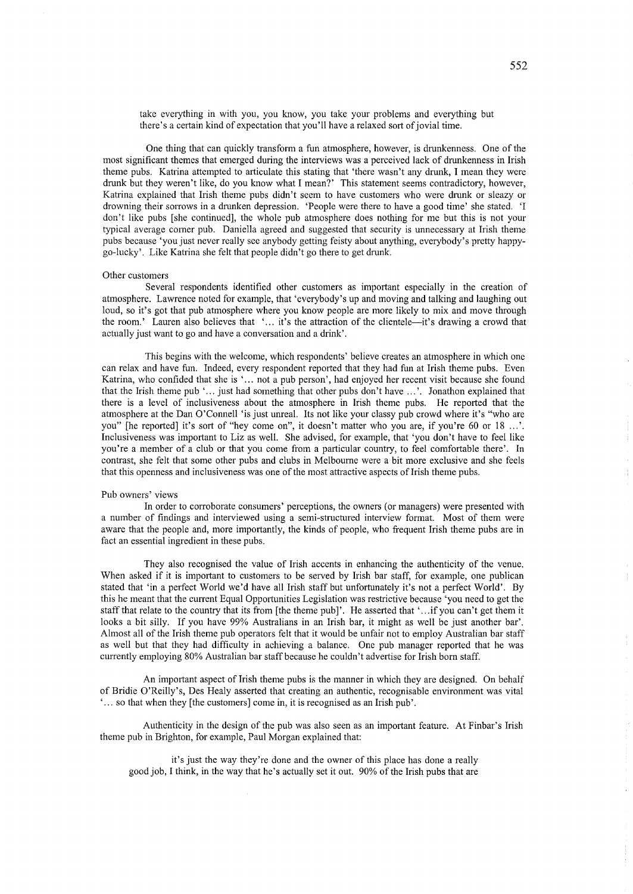take everything in with you, you know, you take your problems and everything but there's a certain kind of expectation that you'll have a relaxed sort of jovial time.

One thing that can quickly transform a fun atmosphere, however, is drunkenness. One of the most significant themes that emerged during the interviews was a perceived lack of drunkenness in Irish theme pubs. Katrina attempted to articulate this stating that 'there wasn't any drunk, I mean they were drunk but they weren't like, do you know what I mean?' This statement seems contradictory, however, Katrina explained that Irish theme pubs didn't seem to have customers who were drunk or sleazy or drowning their sorrows in a drunken depression. 'People were there to have a good time' she stated. 'I don't like pubs [she continued], the whole pub atmosphere does nothing for me but this is not your typical average corner pub. Daniella agreed and suggested that security is unnecessary at Irish theme pubs because 'you just never really see anybody getting feisty about anything, everybody's pretty happy-go-lucky'. Like Katrina she felt that people didn't go there to get drunk.

### Other customers

Several respondents identified other customers as important especially in the creation of atmosphere. Lawrence noted for example, that 'everybody's up and moving and talking and laughing out loud, so it's got that pub atmosphere where you know people are more likely to mix and move through the room.' Lauren also believes that '... it's the attraction of the clientele—it's drawing a crowd that actually just want to go and have a conversation and a drink'.

This begins with the welcome, which respondents' believe creates an atmosphere in which one can relax and have fun. Indeed, every respondent reported that they had fun at Irish theme pubs. Even Katrina, who confided that she is '... not a pub person', had enjoyed her recent visit because she found that the Irish theme pub '... just had something that other pubs don't have ...'. Jonathon explained that there is a level of inclusiveness about the atmosphere in Irish theme pubs. He reported that the atmosphere at the Dan O'Connell 'is just unreal. Its not like your classy pub crowd where it's "who are you" [he reported] it's sort of "hey come on", it doesn't matter who you are, if you're 60 or 18 ...'. Inclusiveness was important to Liz as well. She advised, for example, that 'you don't have to feel like you're a member of a club or that you come from a particular country, to feel comfortable there'. In contrast, she felt that some other pubs and clubs in Melbourne were a bit more exclusive and she feels that this openness and inclusiveness was one of the most attractive aspects of Irish theme pubs.

### Pub owners' views

In order to corroborate consumers' perceptions, the owners (or managers) were presented with a number of findings and interviewed using a semi-structured interview format. Most of them were aware that the people and, more importantly, the kinds of people, who frequent Irish theme pubs are in fact an essential ingredient in these pubs.

They also recognised the value of Irish accents in enhancing the authenticity of the venue. When asked if it is important to customers to be served by Irish bar staff, for example, one publican stated that 'in a perfect World we'd have all Irish staff but unfortunately it's not a perfect World'. By this he meant that the current Equal Opportunities Legislation was restrictive because 'you need to get the staff that relate to the country that its from [the theme pub]'. He asserted that '...if you can't get them it looks a bit silly. If you have 99% Australians in an Irish bar, it might as well be just another bar'. Almost all of the Irish theme pub operators felt that it would be unfair not to employ Australian bar staff as well but that they had difficulty in achieving a balance. One pub manager reported that he was currently employing 80% Australian bar staff because he couldn't advertise for Irish born staff.

An important aspect of Irish theme pubs is the manner in which they are designed. On behalf of Bridie O'Reilly's, Des Healy asserted that creating an authentic, recognisable environment was vital '... so that when they [the customers] come in, it is recognised as an Irish pub'.

Authenticity in the design of the pub was also seen as an important feature. At Finbar's Irish theme pub in Brighton, for example, Paul Morgan explained that:

> it's just the way they're done and the owner of this place has done a really good job, I think, in the way that he's actually set it out. 90% of the Irish pubs that are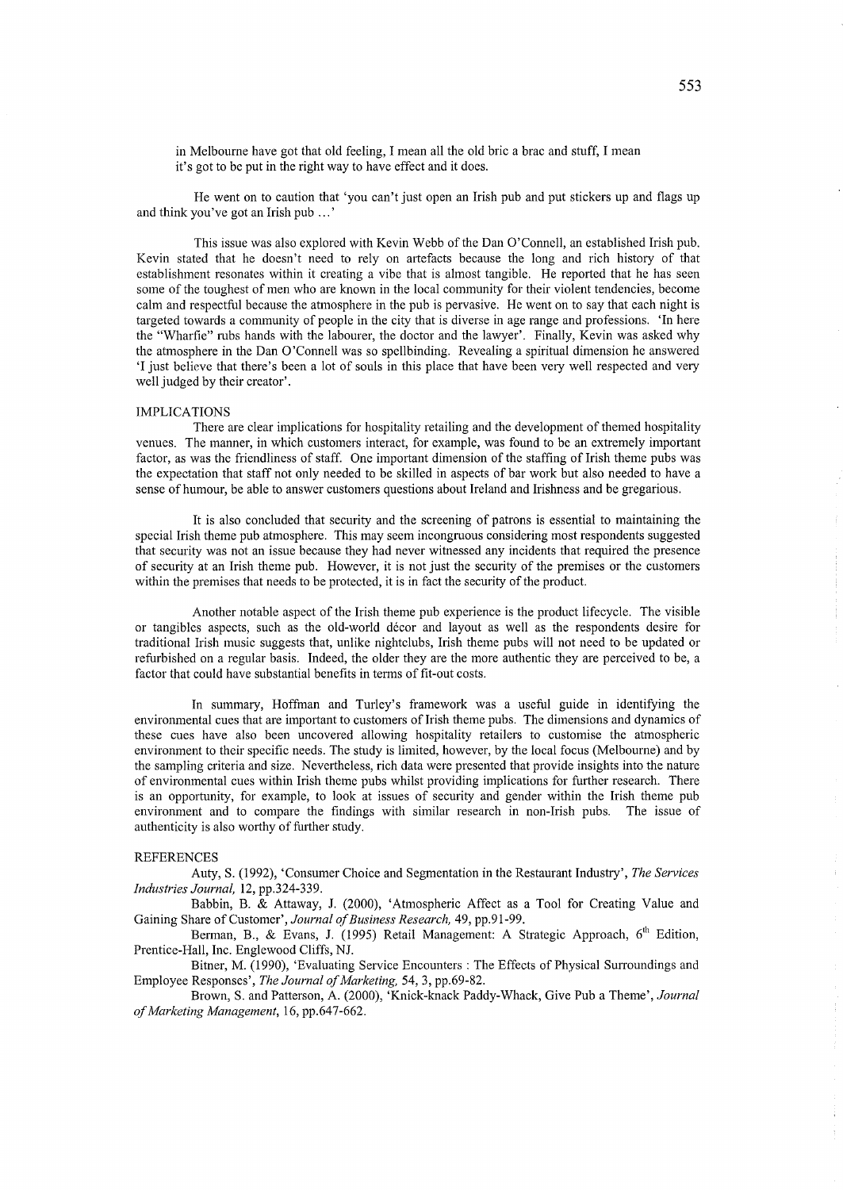in Melbourne have got that old feeling, I mean all the old bric a brac and stuff, I mean it's got to be put in the right way to have effect and it does.

He went on to caution that 'you can't just open an Irish pub and put stickers up and flags up and think you've got an Irish pub …'

This issue was also explored with Kevin Webb of the Dan O'Connell, an established Irish pub. Kevin stated that he doesn't need to rely on artefacts because the long and rich history of that establishment resonates within it creating a vibe that is almost tangible. He reported that he has seen some of the toughest of men who are known in the local community for their violent tendencies, become calm and respectful because the atmosphere in the pub is pervasive. He went on to say that each night is targeted towards a community of people in the city that is diverse in age range and professions. 'In here the "Wharfie" rubs hands with the labourer, the doctor and the lawyer'. Finally, Kevin was asked why the atmosphere in the Dan O'Connell was so spellbinding. Revealing a spiritual dimension he answered 'I just believe that there's been a lot of souls in this place that have been very well respected and very well judged by their creator'.

## IMPLICATIONS

There are clear implications for hospitality retailing and the development of themed hospitality venues. The manner, in which customers interact, for example, was found to be an extremely important factor, as was the friendliness of staff. One important dimension of the staffing of Irish theme pubs was the expectation that staff not only needed to be skilled in aspects of bar work but also needed to have a sense of humour, be able to answer customers questions about Ireland and Irishness and be gregarious.

It is also concluded that security and the screening of patrons is essential to maintaining the special Irish theme pub atmosphere. This may seem incongruous considering most respondents suggested that security was not an issue because they had never witnessed any incidents that required the presence of security at an Irish theme pub. However, it is not just the security of the premises or the customers within the premises that needs to be protected, it is in fact the security of the product.

Another notable aspect of the Irish theme pub experience is the product lifecycle. The visible or tangibles aspects, such as the old-world décor and layout as well as the respondents desire for traditional Irish music suggests that, unlike nightclubs, Irish theme pubs will not need to be updated or refurbished on a regular basis. Indeed, the older they are the more authentic they are perceived to be, a factor that could have substantial benefits in terms of fit-out costs.

In summary, Hoffman and Turley's framework was a useful guide in identifying the environmental cues that are important to customers of Irish theme pubs. The dimensions and dynamics of these cues have also been uncovered allowing hospitality retailers to customise the atmospheric environment to their specific needs. The study is limited, however, by the local focus (Melbourne) and by the sampling criteria and size. Nevertheless, rich data were presented that provide insights into the nature of environmental cues within Irish theme pubs whilst providing implications for further research. There is an opportunity, for example, to look at issues of security and gender within the Irish theme pub environment and to compare the findings with similar research in non-Irish pubs. The issue of authenticity is also worthy of further study.

## REFERENCES

Auty, S. (1992), 'Consumer Choice and Segmentation in the Restaurant Industry', *The Services Industries Journal,* 12, pp.324-339.

Babbin, B. & Attaway, J. (2000), 'Atmospheric Affect as a Tool for Creating Value and Gaining Share of Customer', *Journal of Business Research,* 49, pp.91-99.

Berman, B., & Evans, J. (1995) Retail Management: A Strategic Approach, 6th Edition, Prentice-Hall, Inc. Englewood Cliffs, NJ.

Bitner, M. (1990), 'Evaluating Service Encounters : The Effects of Physical Surroundings and Employee Responses', *The Journal of Marketing,* 54, 3, pp.69-82.

Brown, S. and Patterson, A. (2000), 'Knick-knack Paddy-Whack, Give Pub a Theme', *Journal of Marketing Management*, 16, pp.647-662.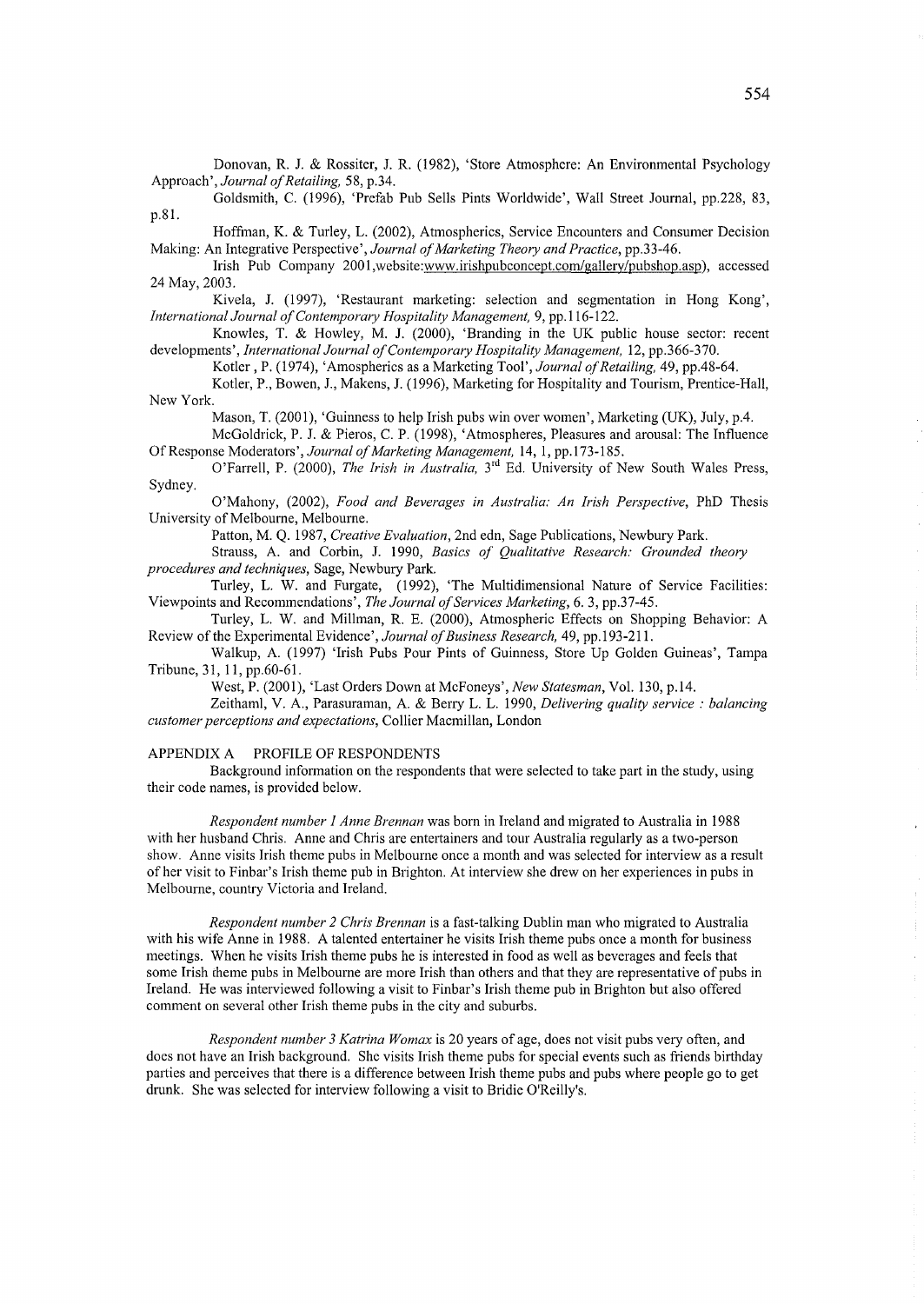Donovan, R. J. & Rossiter, J. R. (1982), 'Store Atmosphere: An Environmental Psychology Approach', *Journal of Retailing,* 58, p.34.

Goldsmith, C. (1996), 'Prefab Pub Sells Pints Worldwide', Wall Street Journal, pp.228, 83, p.81.

Hoffman, K. & Turley, L. (2002), Atmospherics, Service Encounters and Consumer Decision Making: An Integrative Perspective', *Journal of Marketing Theory and Practice*, pp.33-46.

Irish Pub Company 2001,website:www.irishpubconcept.com/gallery/pubshop.asp), accessed 24 May, 2003.

Kivela, J. (1997), 'Restaurant marketing: selection and segmentation in Hong Kong', *International Journal of Contemporary Hospitality Management,* 9, pp.116-122.

Knowles, T. & Howley, M. J. (2000), 'Branding in the UK public house sector: recent developments', *International Journal of Contemporary Hospitality Management,* 12, pp.366-370.

Kotler , P. (1974), 'Amospherics as a Marketing Tool', *Journal of Retailing,* 49, pp.48-64.

Kotler, P., Bowen, J., Makens, J. (1996), Marketing for Hospitality and Tourism, Prentice-Hall, New York.

Mason, T. (2001), 'Guinness to help Irish pubs win over women', Marketing (UK), July, p.4.

McGoldrick, P. J. & Pieros, C. P. (1998), 'Atmospheres, Pleasures and arousal: The Influence Of Response Moderators', *Journal of Marketing Management,* 14, 1, pp.173-185.

O'Farrell, P. (2000), *The Irish in Australia,* 3rd Ed. University of New South Wales Press, Sydney.

O'Mahony, (2002), *Food and Beverages in Australia: An Irish Perspective*, PhD Thesis University of Melbourne, Melbourne.

Patton, M. Q. 1987, *Creative Evaluation*, 2nd edn, Sage Publications, Newbury Park.

Strauss, A. and Corbin, J. 1990, *Basics of Qualitative Research: Grounded theory procedures and techniques,* Sage, Newbury Park.

Turley, L. W. and Furgate, (1992), 'The Multidimensional Nature of Service Facilities: Viewpoints and Recommendations', *The Journal of Services Marketing*, 6. 3, pp.37-45.

Turley, L. W. and Millman, R. E. (2000), Atmospheric Effects on Shopping Behavior: A Review of the Experimental Evidence', *Journal of Business Research,* 49, pp.193-211.

Walkup, A. (1997) 'Irish Pubs Pour Pints of Guinness, Store Up Golden Guineas', Tampa Tribune, 31, 11, pp.60-61.

West, P. (2001), 'Last Orders Down at McFoneys', *New Statesman*, Vol. 130, p.14.

Zeithaml, V. A., Parasuraman, A. & Berry L. L. 1990, *Delivering quality service : balancing customer perceptions and expectations*, Collier Macmillan, London

## APPENDIX A PROFILE OF RESPONDENTS

Background information on the respondents that were selected to take part in the study, using their code names, is provided below.

*Respondent number 1 Anne Brennan* was born in Ireland and migrated to Australia in 1988 with her husband Chris. Anne and Chris are entertainers and tour Australia regularly as a two-person show. Anne visits Irish theme pubs in Melbourne once a month and was selected for interview as a result of her visit to Finbar's Irish theme pub in Brighton. At interview she drew on her experiences in pubs in Melbourne, country Victoria and Ireland.

*Respondent number 2 Chris Brennan* is a fast-talking Dublin man who migrated to Australia with his wife Anne in 1988. A talented entertainer he visits Irish theme pubs once a month for business meetings. When he visits Irish theme pubs he is interested in food as well as beverages and feels that some Irish theme pubs in Melbourne are more Irish than others and that they are representative of pubs in Ireland. He was interviewed following a visit to Finbar's Irish theme pub in Brighton but also offered comment on several other Irish theme pubs in the city and suburbs.

*Respondent number 3 Katrina Womax* is 20 years of age, does not visit pubs very often, and does not have an Irish background. She visits Irish theme pubs for special events such as friends birthday parties and perceives that there is a difference between Irish theme pubs and pubs where people go to get drunk. She was selected for interview following a visit to Bridie O'Reilly's.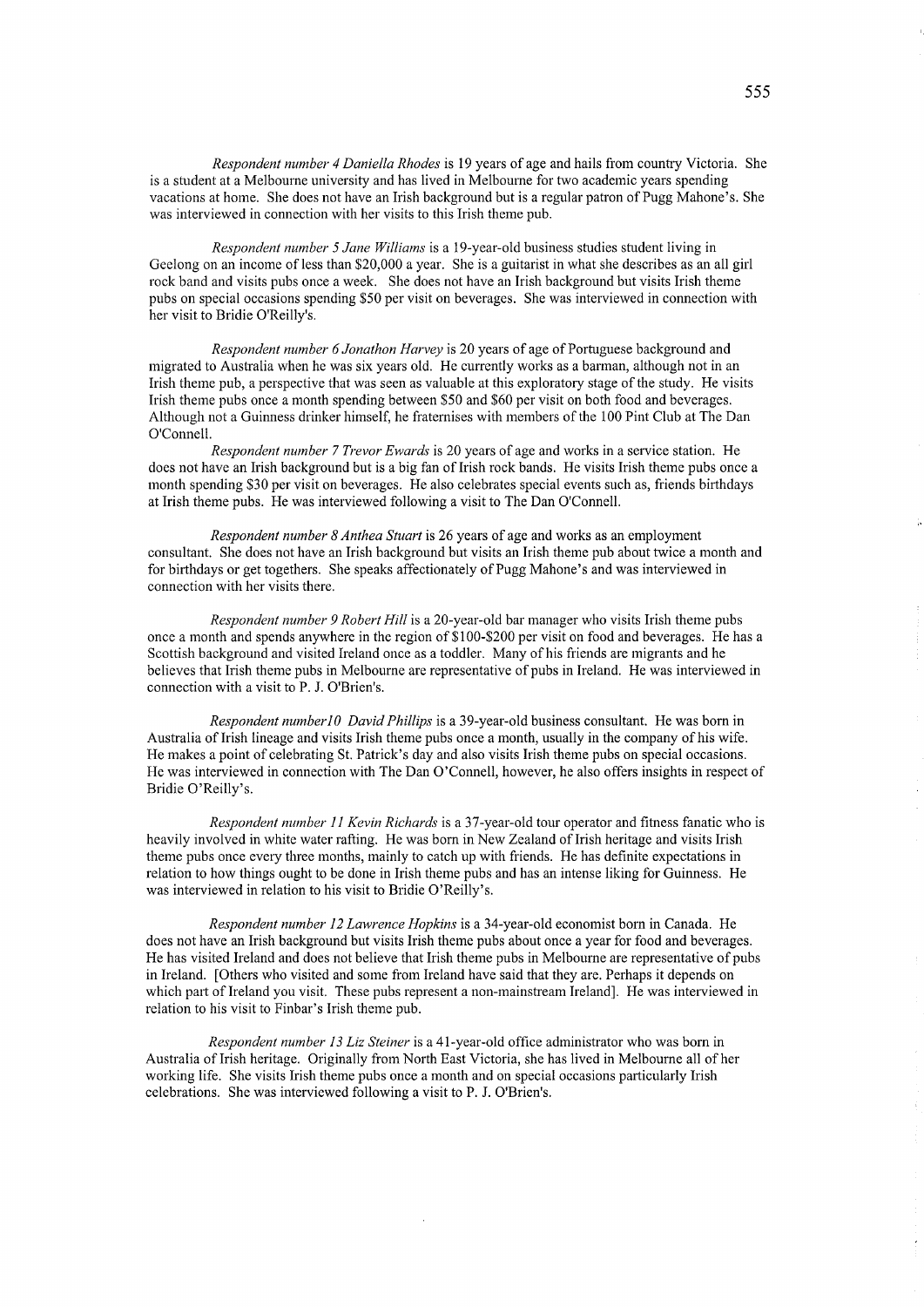*Respondent number 4 Daniella Rhodes* is 19 years of age and hails from country Victoria. She is a student at a Melbourne university and has lived in Melbourne for two academic years spending vacations at home. She does not have an Irish background but is a regular patron of Pugg Mahone's. She was interviewed in connection with her visits to this Irish theme pub.

*Respondent number 5 Jane Williams* is a 19-year-old business studies student living in Geelong on an income of less than $20,000 a year. She is a guitarist in what she describes as an all girl rock band and visits pubs once a week. She does not have an Irish background but visits Irish theme pubs on special occasions spending $50 per visit on beverages. She was interviewed in connection with her visit to Bridie O'Reilly's.

*Respondent number 6 Jonathon Harvey* is 20 years of age of Portuguese background and migrated to Australia when he was six years old. He currently works as a barman, although not in an Irish theme pub, a perspective that was seen as valuable at this exploratory stage of the study. He visits Irish theme pubs once a month spending between $50 and $60 per visit on both food and beverages. Although not a Guinness drinker himself, he fraternises with members of the 100 Pint Club at The Dan O'Connell.

*Respondent number 7 Trevor Ewards* is 20 years of age and works in a service station. He does not have an Irish background but is a big fan of Irish rock bands. He visits Irish theme pubs once a month spending $30 per visit on beverages. He also celebrates special events such as, friends birthdays at Irish theme pubs. He was interviewed following a visit to The Dan O'Connell.

*Respondent number 8 Anthea Stuart* is 26 years of age and works as an employment consultant. She does not have an Irish background but visits an Irish theme pub about twice a month and for birthdays or get togethers. She speaks affectionately of Pugg Mahone's and was interviewed in connection with her visits there.

*Respondent number 9 Robert Hill* is a 20-year-old bar manager who visits Irish theme pubs once a month and spends anywhere in the region of $100-$200 per visit on food and beverages. He has a Scottish background and visited Ireland once as a toddler. Many of his friends are migrants and he believes that Irish theme pubs in Melbourne are representative of pubs in Ireland. He was interviewed in connection with a visit to P. J. O'Brien's.

*Respondent number10 David Phillips* is a 39-year-old business consultant. He was born in Australia of Irish lineage and visits Irish theme pubs once a month, usually in the company of his wife. He makes a point of celebrating St. Patrick's day and also visits Irish theme pubs on special occasions. He was interviewed in connection with The Dan O'Connell, however, he also offers insights in respect of Bridie O'Reilly's.

*Respondent number 11 Kevin Richards* is a 37-year-old tour operator and fitness fanatic who is heavily involved in white water rafting. He was born in New Zealand of Irish heritage and visits Irish theme pubs once every three months, mainly to catch up with friends. He has definite expectations in relation to how things ought to be done in Irish theme pubs and has an intense liking for Guinness. He was interviewed in relation to his visit to Bridie O'Reilly's.

*Respondent number 12 Lawrence Hopkins* is a 34-year-old economist born in Canada. He does not have an Irish background but visits Irish theme pubs about once a year for food and beverages. He has visited Ireland and does not believe that Irish theme pubs in Melbourne are representative of pubs in Ireland. [Others who visited and some from Ireland have said that they are. Perhaps it depends on which part of Ireland you visit. These pubs represent a non-mainstream Ireland]. He was interviewed in relation to his visit to Finbar's Irish theme pub.

*Respondent number 13 Liz Steiner* is a 41-year-old office administrator who was born in Australia of Irish heritage. Originally from North East Victoria, she has lived in Melbourne all of her working life. She visits Irish theme pubs once a month and on special occasions particularly Irish celebrations. She was interviewed following a visit to P. J. O'Brien's.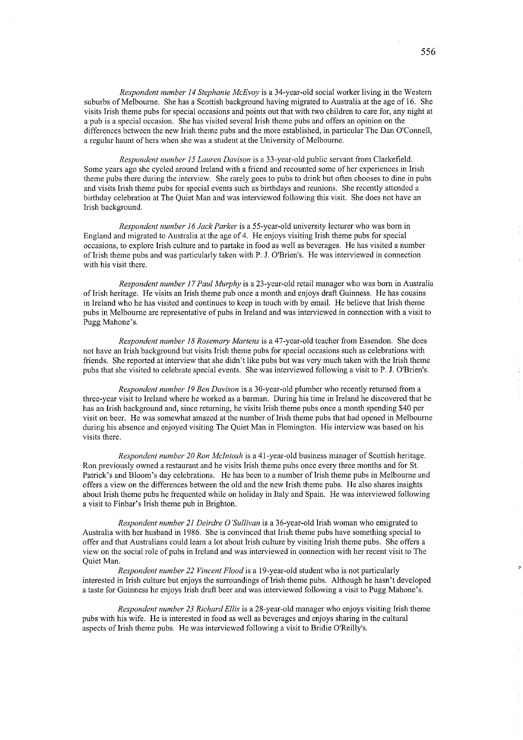*Respondent number 14 Stephanie McEvoy* is a 34-year-old social worker living in the Western suburbs of Melbourne. She has a Scottish background having migrated to Australia at the age of 16. She visits Irish theme pubs for special occasions and points out that with two children to care for, any night at a pub is a special occasion. She has visited several Irish theme pubs and offers an opinion on the differences between the new Irish theme pubs and the more established, in particular The Dan O'Connell, a regular haunt of hers when she was a student at the University of Melbourne.

*Respondent number 15 Lauren Davison* is a 33-year-old public servant from Clarkefield. Some years ago she cycled around Ireland with a friend and recounted some of her experiences in Irish theme pubs there during the interview. She rarely goes to pubs to drink but often chooses to dine in pubs and visits Irish theme pubs for special events such as birthdays and reunions. She recently attended a birthday celebration at The Quiet Man and was interviewed following this visit. She does not have an Irish background.

*Respondent number 16 Jack Parker* is a 55-year-old university lecturer who was born in England and migrated to Australia at the age of 4. He enjoys visiting Irish theme pubs for special occasions, to explore Irish culture and to partake in food as well as beverages. He has visited a number of Irish theme pubs and was particularly taken with P. J. O'Brien's. He was interviewed in connection with his visit there.

*Respondent number 17 Paul Murphy* is a 23-year-old retail manager who was born in Australia of Irish heritage. He visits an Irish theme pub once a month and enjoys draft Guinness. He has cousins in Ireland who he has visited and continues to keep in touch with by email. He believe that Irish theme pubs in Melbourne are representative of pubs in Ireland and was interviewed in connection with a visit to Pugg Mahone's.

*Respondent number 18 Rosemary Martens* is a 47-year-old teacher from Essendon. She does not have an Irish background but visits Irish theme pubs for special occasions such as celebrations with friends. She reported at interview that she didn't like pubs but was very much taken with the Irish theme pubs that she visited to celebrate special events. She was interviewed following a visit to P. J. O'Brien's.

*Respondent number 19 Ben Davison* is a 30-year-old plumber who recently returned from a three-year visit to Ireland where he worked as a barman. During his time in Ireland he discovered that he has an Irish background and, since returning, he visits Irish theme pubs once a month spending $40 per visit on beer. He was somewhat amazed at the number of Irish theme pubs that had opened in Melbourne during his absence and enjoyed visiting The Quiet Man in Flemington. His interview was based on his visits there.

*Respondent number 20 Ron McIntosh* is a 41-year-old business manager of Scottish heritage. Ron previously owned a restaurant and he visits Irish theme pubs once every three months and for St. Patrick's and Bloom's day celebrations. He has been to a number of Irish theme pubs in Melbourne and offers a view on the differences between the old and the new Irish theme pubs. He also shares insights about Irish theme pubs he frequented while on holiday in Italy and Spain. He was interviewed following a visit to Finbar's Irish theme pub in Brighton.

*Respondent number 21 Deirdre O'Sullivan* is a 36-year-old Irish woman who emigrated to Australia with her husband in 1986. She is convinced that Irish theme pubs have something special to offer and that Australians could learn a lot about Irish culture by visiting Irish theme pubs. She offers a view on the social role of pubs in Ireland and was interviewed in connection with her recent visit to The Quiet Man.

*Respondent number 22 Vincent Flood* is a 19-year-old student who is not particularly interested in Irish culture but enjoys the surroundings of Irish theme pubs. Although he hasn't developed a taste for Guinness he enjoys Irish draft beer and was interviewed following a visit to Pugg Mahone's.

*Respondent number 23 Richard Ellis* is a 28-year-old manager who enjoys visiting Irish theme pubs with his wife. He is interested in food as well as beverages and enjoys sharing in the cultural aspects of Irish theme pubs. He was interviewed following a visit to Bridie O'Reilly's.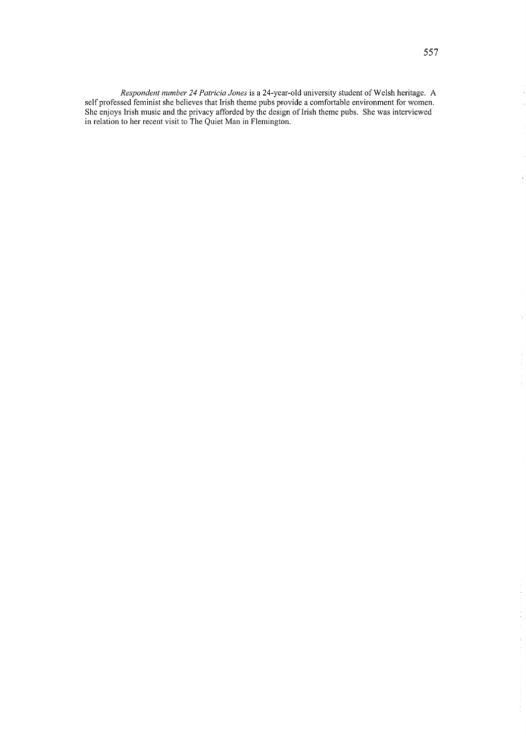*Respondent number 24 Patricia Jones* is a 24-year-old university student of Welsh heritage. A self professed feminist she believes that Irish theme pubs provide a comfortable environment for women. She enjoys Irish music and the privacy afforded by the design of Irish theme pubs. She was interviewed in relation to her recent visit to The Quiet Man in Flemington.